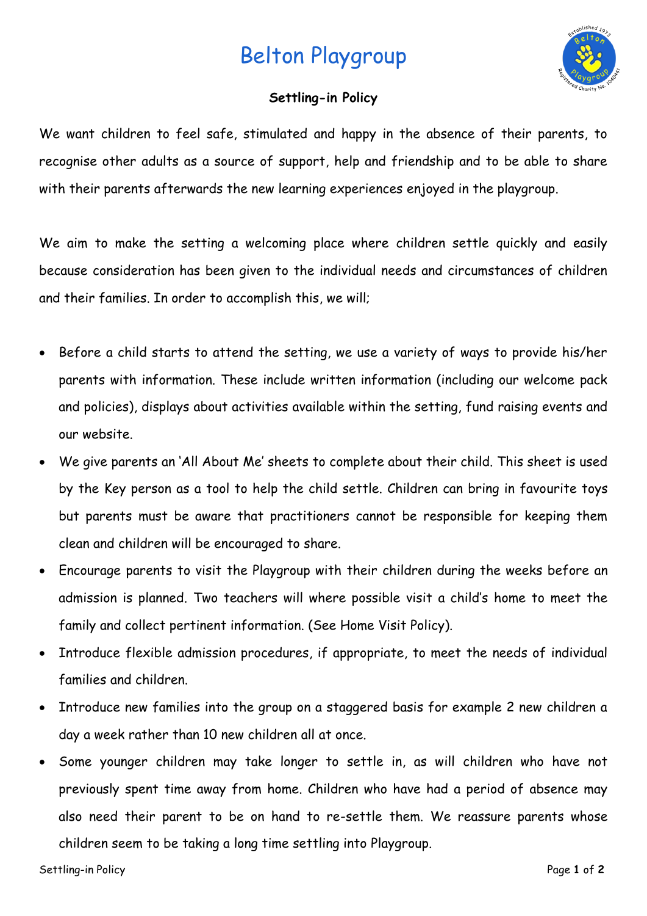# Belton Playgroup

**Settling-in Policy**

We want children to feel safe, stimulated and happy in the absence of their parents, to recognise other adults as a source of support, help and friendship and to be able to share with their parents afterwards the new learning experiences enjoyed in the playgroup.

We aim to make the setting a welcoming place where children settle quickly and easily because consideration has been given to the individual needs and circumstances of children and their families. In order to accomplish this, we will;

- Before a child starts to attend the setting, we use a variety of ways to provide his/her parents with information. These include written information (including our welcome pack and policies), displays about activities available within the setting, fund raising events and our website.
- We give parents an 'All About Me' sheets to complete about their child. This sheet is used by the Key person as a tool to help the child settle. Children can bring in favourite toys but parents must be aware that practitioners cannot be responsible for keeping them clean and children will be encouraged to share.
- Encourage parents to visit the Playgroup with their children during the weeks before an admission is planned. Two teachers will where possible visit a child's home to meet the family and collect pertinent information. (See Home Visit Policy).
- Introduce flexible admission procedures, if appropriate, to meet the needs of individual families and children.
- Introduce new families into the group on a staggered basis for example 2 new children a day a week rather than 10 new children all at once.
- Some younger children may take longer to settle in, as will children who have not previously spent time away from home. Children who have had a period of absence may also need their parent to be on hand to re-settle them. We reassure parents whose children seem to be taking a long time settling into Playgroup.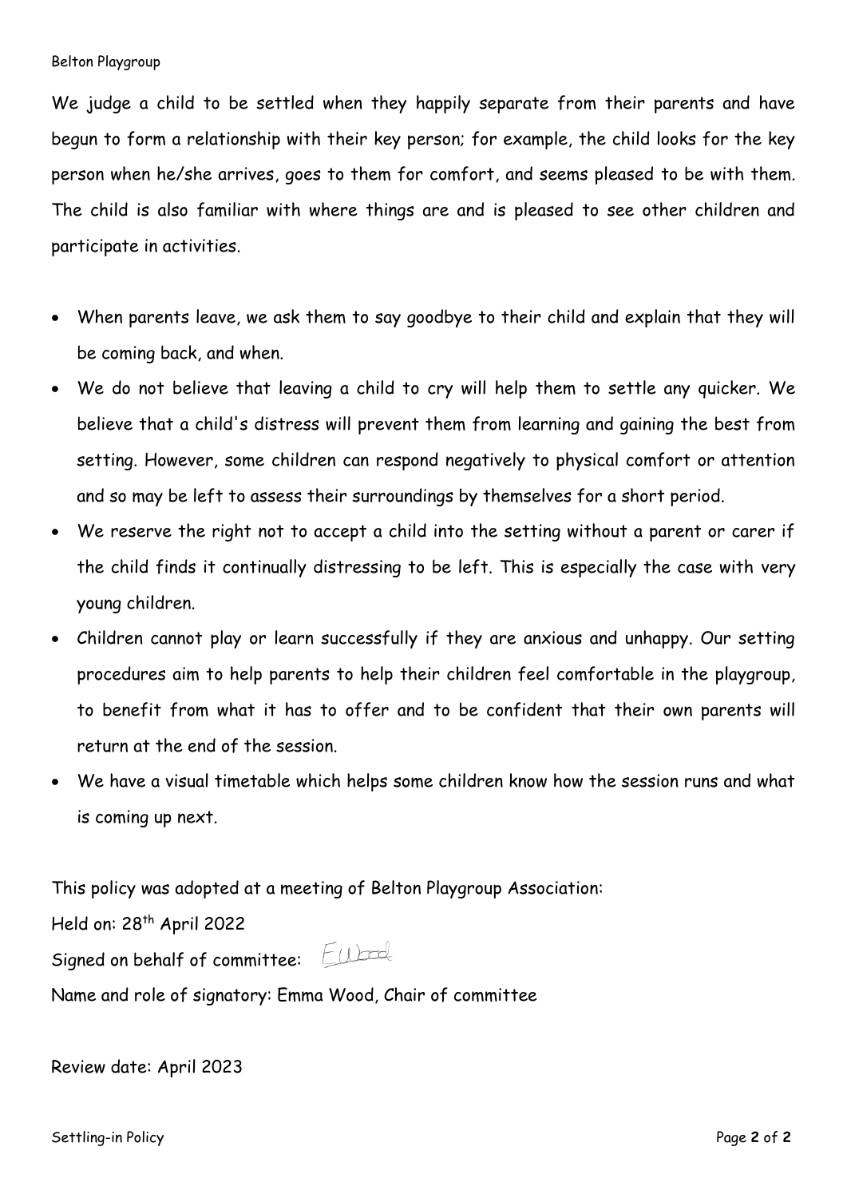We judge a child to be settled when they happily separate from their parents and have begun to form a relationship with their key person; for example, the child looks for the key person when he/she arrives, goes to them for comfort, and seems pleased to be with them. The child is also familiar with where things are and is pleased to see other children and participate in activities.

- When parents leave, we ask them to say goodbye to their child and explain that they will be coming back, and when.
- We do not believe that leaving a child to cry will help them to settle any quicker. We believe that a child's distress will prevent them from learning and gaining the best from setting. However, some children can respond negatively to physical comfort or attention and so may be left to assess their surroundings by themselves for a short period.
- We reserve the right not to accept a child into the setting without a parent or carer if the child finds it continually distressing to be left. This is especially the case with very young children.
- Children cannot play or learn successfully if they are anxious and unhappy. Our setting procedures aim to help parents to help their children feel comfortable in the playgroup, to benefit from what it has to offer and to be confident that their own parents will return at the end of the session.
- We have a visual timetable which helps some children know how the session runs and what is coming up next.

This policy was adopted at a meeting of Belton Playgroup Association:

Held on: 28th April 2022

Signed on behalf of committee: EWood

Name and role of signatory: Emma Wood, Chair of committee

Review date: April 2023